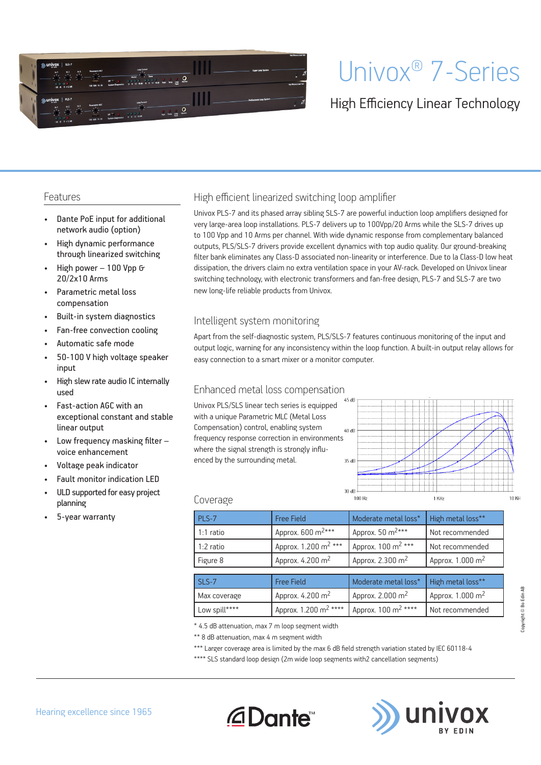# Univox® 7-Series

## High Efficiency Linear Technology

## Features

- Dante PoE input for additional network audio (option)
- High dynamic performance through linearized switching
- High power – 100 Vpp & 20/2x10 Arms
- Parametric metal loss compensation
- Built-in system diagnostics
- Fan-free convection cooling
- Automatic safe mode
- 50-100 V high voltage speaker input
- High slew rate audio IC internally used
- Fast-action AGC with an exceptional constant and stable linear output
- Low frequency masking filter – voice enhancement
- Voltage peak indicator
- Fault monitor indication LED
- ULD supported for easy project planning
- 5-year warranty

## High efficient linearized switching loop amplifier

Univox PLS-7 and its phased array sibling SLS-7 are powerful induction loop amplifiers designed for very large-area loop installations. PLS-7 delivers up to 100Vpp/20 Arms while the SLS-7 drives up to 100 Vpp and 10 Arms per channel. With wide dynamic response from complementary balanced outputs, PLS/SLS-7 drivers provide excellent dynamics with top audio quality. Our ground-breaking filter bank eliminates any Class-D associated non-linearity or interference. Due to la Class-D low heat dissipation, the drivers claim no extra ventilation space in your AV-rack. Developed on Univox linear switching technology, with electronic transformers and fan-free design, PLS-7 and SLS-7 are two new long-life reliable products from Univox.

## Intelligent system monitoring

Apart from the self-diagnostic system, PLS/SLS-7 features continuous monitoring of the input and output logic, warning for any inconsistency within the loop function. A built-in output relay allows for easy connection to a smart mixer or a monitor computer.

## Enhanced metal loss compensation

Univox PLS/SLS linear tech series is equipped with a unique Parametric MLC (Metal Loss Compensation) control, enabling system frequency response correction in environments where the signal strength is strongly influenced by the surrounding metal.

## Coverage

| PLS-7 | Free Field | Moderate metal loss* | High metal loss** |
|---|---|---|---|
| 1:1 ratio | Approx. 600 m² *** | Approx. 50 m² *** | Not recommended |
| 1:2 ratio | Approx. 1.200 m² *** | Approx. 100 m² *** | Not recommended |
| Figure 8 | Approx. 4.200 m² | Approx. 2.300 m² | Approx. 1.000 m² |

| SLS-7 | Free Field | Moderate metal loss* | High metal loss** |
|---|---|---|---|
| Max coverage | Approx. 4.200 m² | Approx. 2.000 m² | Approx. 1.000 m² |
| Low spill**** | Approx. 1.200 m² **** | Approx. 100 m² **** | Not recommended |

* 4.5 dB attenuation, max 7 m loop segment width

** 8 dB attenuation, max 4 m segment width

*** Larger coverage area is limited by the max 6 dB field strength variation stated by IEC 60118-4

**** SLS standard loop design (2m wide loop segments with2 cancellation segments)

Hearing excellence since 1965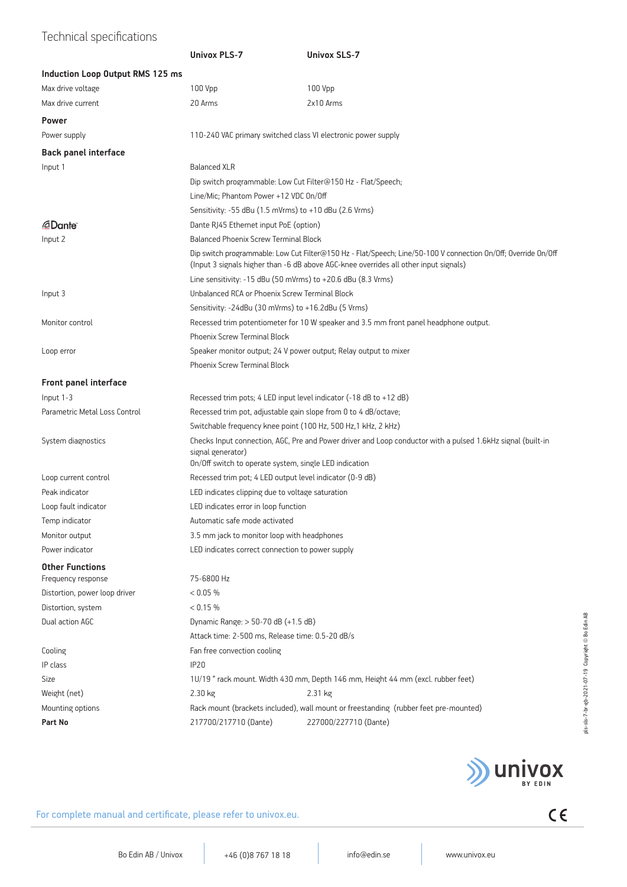## Technical specifications

| | Univox PLS-7 | Univox SLS-7 |
|---|---|---|
| **Induction Loop Output RMS 125 ms** | | |
| Max drive voltage | 100 Vpp | 100 Vpp |
| Max drive current | 20 Arms | 2x10 Arms |
| **Power** | | |
| Power supply | 110-240 VAC primary switched class VI electronic power supply | |
| **Back panel interface** | | |
| Input 1 | Balanced XLR | |
| | Dip switch programmable: Low Cut Filter@150 Hz - Flat/Speech; | |
| | Line/Mic; Phantom Power +12 VDC On/Off | |
| | Sensitivity: -55 dBu (1.5 mVrms) to +10 dBu (2.6 Vrms) | |
| Dante | Dante RJ45 Ethernet input PoE (option) | |
| Input 2 | Balanced Phoenix Screw Terminal Block | |
| | Dip switch programmable: Low Cut Filter@150 Hz - Flat/Speech; Line/50-100 V connection On/Off; Override On/Off (Input 3 signals higher than -6 dB above AGC-knee overrides all other input signals) | |
| | Line sensitivity: -15 dBu (50 mVrms) to +20.6 dBu (8.3 Vrms) | |
| Input 3 | Unbalanced RCA or Phoenix Screw Terminal Block | |
| | Sensitivity: -24dBu (30 mVrms) to +16.2dBu (5 Vrms) | |
| Monitor control | Recessed trim potentiometer for 10 W speaker and 3.5 mm front panel headphone output. | |
| | Phoenix Screw Terminal Block | |
| Loop error | Speaker monitor output; 24 V power output; Relay output to mixer | |
| | Phoenix Screw Terminal Block | |
| **Front panel interface** | | |
| Input 1-3 | Recessed trim pots; 4 LED input level indicator (-18 dB to +12 dB) | |
| Parametric Metal Loss Control | Recessed trim pot, adjustable gain slope from 0 to 4 dB/octave; | |
| | Switchable frequency knee point (100 Hz, 500 Hz,1 kHz, 2 kHz) | |
| System diagnostics | Checks Input connection, AGC, Pre and Power driver and Loop conductor with a pulsed 1.6kHz signal (built-in signal generator)<br>On/Off switch to operate system, single LED indication | |
| Loop current control | Recessed trim pot; 4 LED output level indicator (0-9 dB) | |
| Peak indicator | LED indicates clipping due to voltage saturation | |
| Loop fault indicator | LED indicates error in loop function | |
| Temp indicator | Automatic safe mode activated | |
| Monitor output | 3.5 mm jack to monitor loop with headphones | |
| Power indicator | LED indicates correct connection to power supply | |
| **Other Functions** | | |
| Frequency response | 75-6800 Hz | |
| Distortion, power loop driver | < 0.05 % | |
| Distortion, system | < 0.15 % | |
| Dual action AGC | Dynamic Range: > 50-70 dB (+1.5 dB) | |
| | Attack time: 2-500 ms, Release time: 0.5-20 dB/s | |
| Cooling | Fan free convection cooling | |
| IP class | IP20 | |
| Size | 1U/19 " rack mount. Width 430 mm, Depth 146 mm, Height 44 mm (excl. rubber feet) | |
| Weight (net) | 2.30 kg | 2.31 kg |
| Mounting options | Rack mount (brackets included), wall mount or freestanding (rubber feet pre-mounted) | |
| **Part No** | 217700/217710 (Dante) | 227000/227710 (Dante) |

pls-sls-7-br-gb-2021-07-19 Copyright © Bo Edin AB

univox BY EDIN

For complete manual and certificate, please refer to univox.eu.

CE

Bo Edin AB / Univox | +46 (0)8 767 18 18 | info@edin.se | www.univox.eu